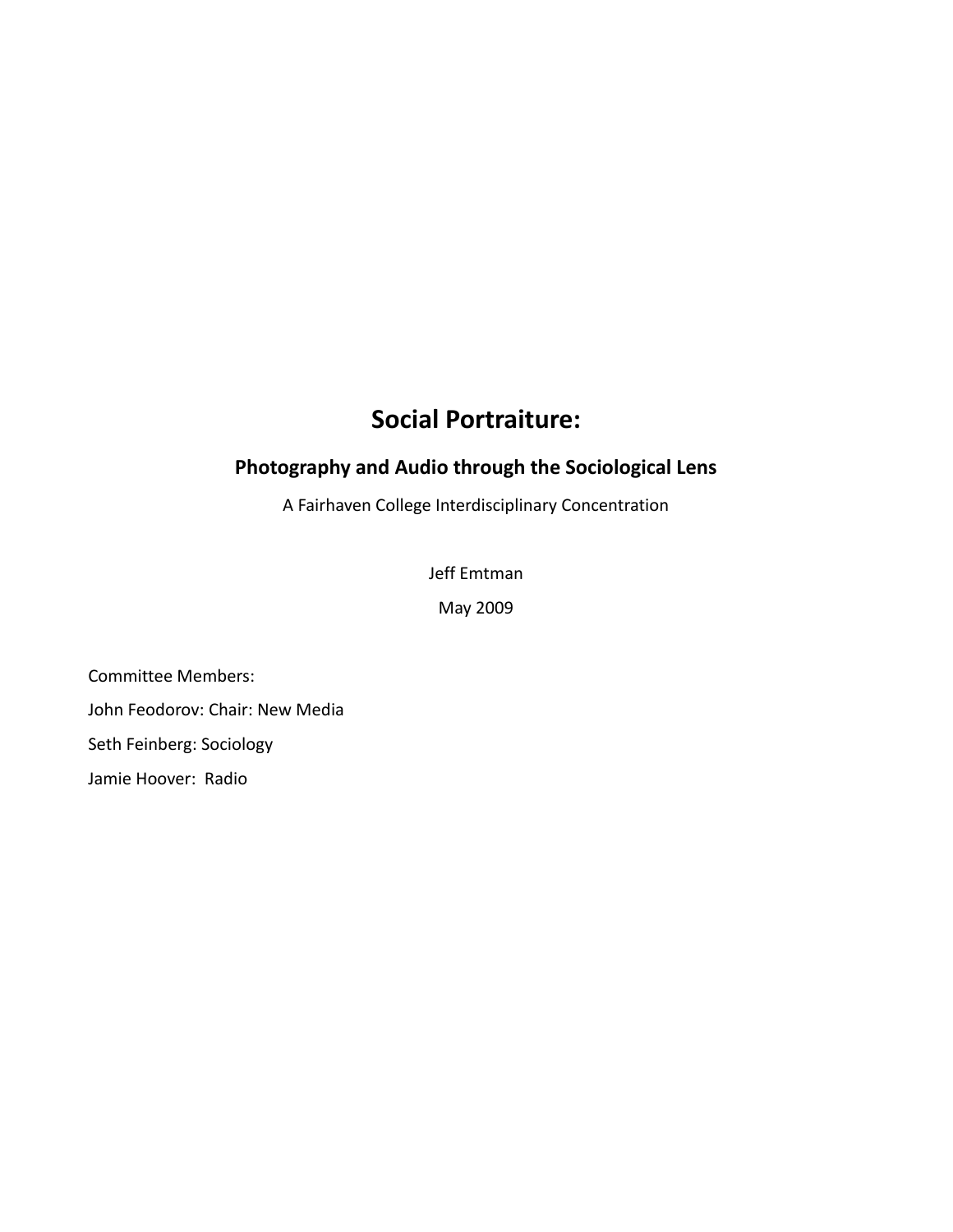# Social Portraiture:

## Photography and Audio through the Sociological Lens

A Fairhaven College Interdisciplinary Concentration

Jeff Emtman

May 2009

Committee Members:

John Feodorov: Chair: New Media

Seth Feinberg: Sociology

Jamie Hoover: Radio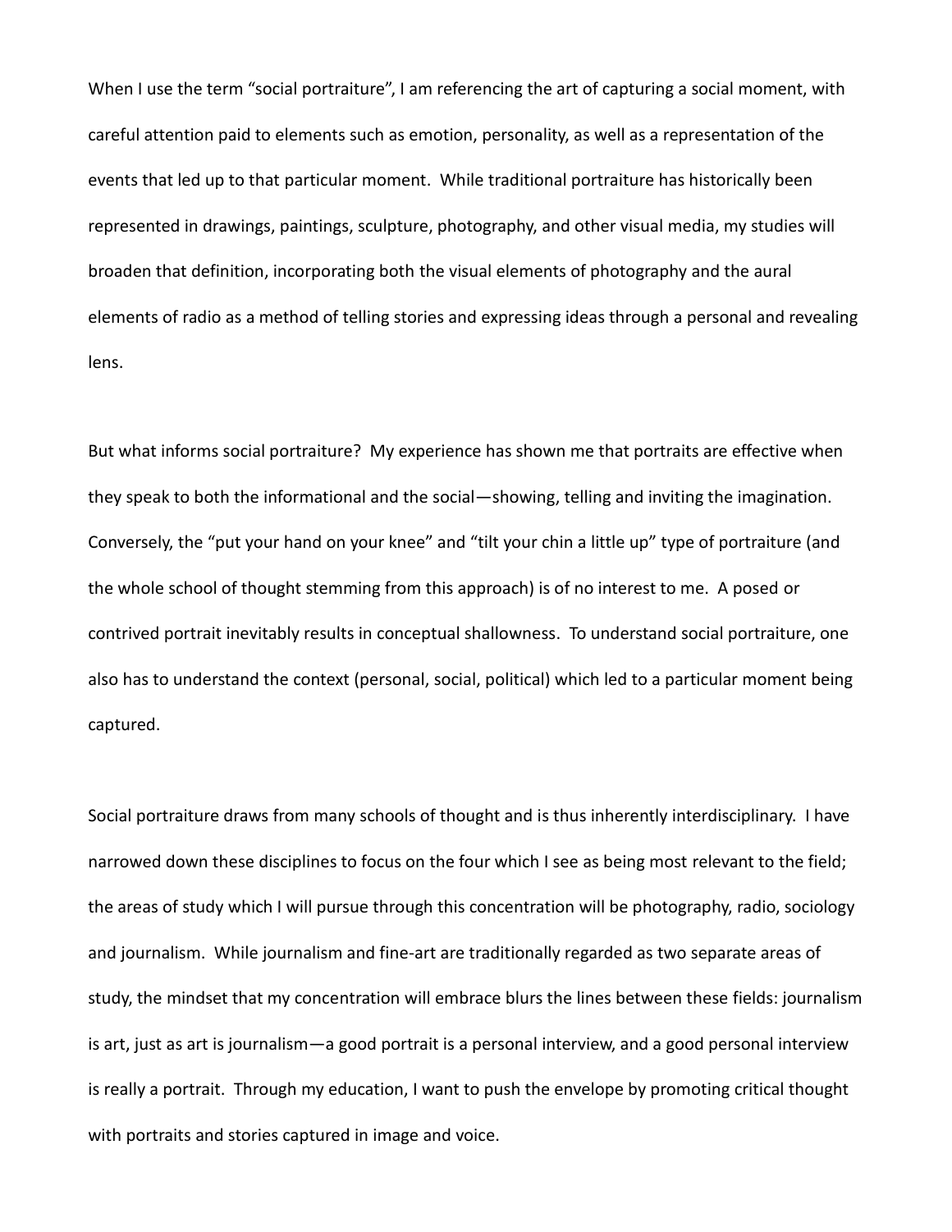When I use the term "social portraiture", I am referencing the art of capturing a social moment, with careful attention paid to elements such as emotion, personality, as well as a representation of the events that led up to that particular moment. While traditional portraiture has historically been represented in drawings, paintings, sculpture, photography, and other visual media, my studies will broaden that definition, incorporating both the visual elements of photography and the aural elements of radio as a method of telling stories and expressing ideas through a personal and revealing lens.

But what informs social portraiture? My experience has shown me that portraits are effective when they speak to both the informational and the social—showing, telling and inviting the imagination. Conversely, the "put your hand on your knee" and "tilt your chin a little up" type of portraiture (and the whole school of thought stemming from this approach) is of no interest to me. A posed or contrived portrait inevitably results in conceptual shallowness. To understand social portraiture, one also has to understand the context (personal, social, political) which led to a particular moment being captured.

Social portraiture draws from many schools of thought and is thus inherently interdisciplinary. I have narrowed down these disciplines to focus on the four which I see as being most relevant to the field; the areas of study which I will pursue through this concentration will be photography, radio, sociology and journalism. While journalism and fine-art are traditionally regarded as two separate areas of study, the mindset that my concentration will embrace blurs the lines between these fields: journalism is art, just as art is journalism—a good portrait is a personal interview, and a good personal interview is really a portrait. Through my education, I want to push the envelope by promoting critical thought with portraits and stories captured in image and voice.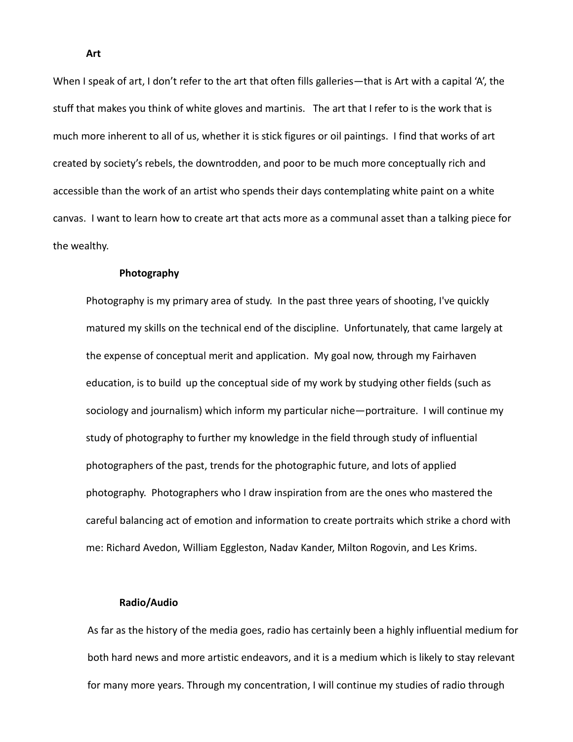**Art**

When I speak of art, I don't refer to the art that often fills galleries—that is Art with a capital 'A', the stuff that makes you think of white gloves and martinis. The art that I refer to is the work that is much more inherent to all of us, whether it is stick figures or oil paintings. I find that works of art created by society's rebels, the downtrodden, and poor to be much more conceptually rich and accessible than the work of an artist who spends their days contemplating white paint on a white canvas. I want to learn how to create art that acts more as a communal asset than a talking piece for the wealthy.

**Photography**

Photography is my primary area of study. In the past three years of shooting, I've quickly matured my skills on the technical end of the discipline. Unfortunately, that came largely at the expense of conceptual merit and application. My goal now, through my Fairhaven education, is to build up the conceptual side of my work by studying other fields (such as sociology and journalism) which inform my particular niche—portraiture. I will continue my study of photography to further my knowledge in the field through study of influential photographers of the past, trends for the photographic future, and lots of applied photography. Photographers who I draw inspiration from are the ones who mastered the careful balancing act of emotion and information to create portraits which strike a chord with me: Richard Avedon, William Eggleston, Nadav Kander, Milton Rogovin, and Les Krims.

**Radio/Audio**

As far as the history of the media goes, radio has certainly been a highly influential medium for both hard news and more artistic endeavors, and it is a medium which is likely to stay relevant for many more years. Through my concentration, I will continue my studies of radio through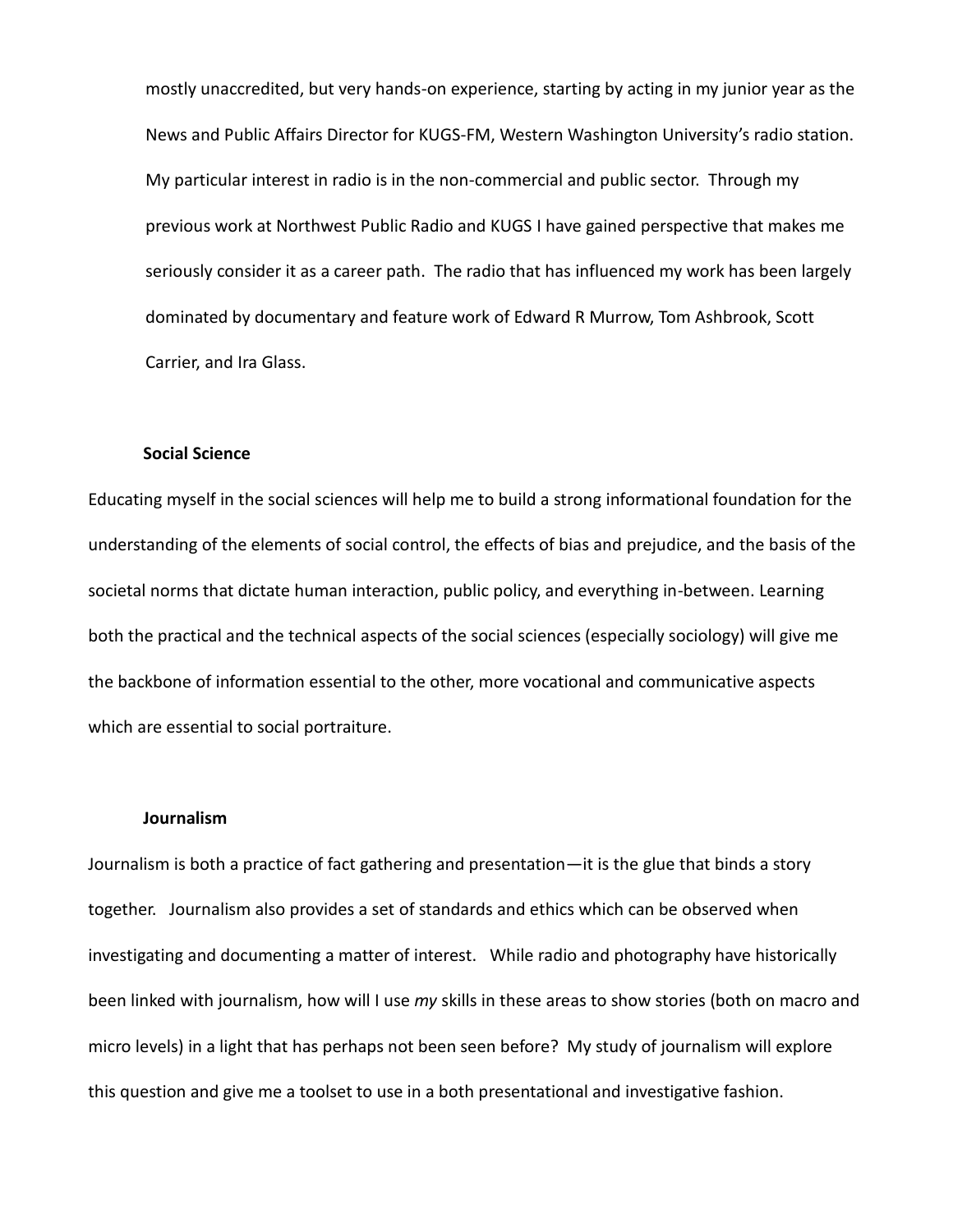mostly unaccredited, but very hands-on experience, starting by acting in my junior year as the News and Public Affairs Director for KUGS-FM, Western Washington University's radio station. My particular interest in radio is in the non-commercial and public sector. Through my previous work at Northwest Public Radio and KUGS I have gained perspective that makes me seriously consider it as a career path. The radio that has influenced my work has been largely dominated by documentary and feature work of Edward R Murrow, Tom Ashbrook, Scott Carrier, and Ira Glass.

**Social Science**

Educating myself in the social sciences will help me to build a strong informational foundation for the understanding of the elements of social control, the effects of bias and prejudice, and the basis of the societal norms that dictate human interaction, public policy, and everything in-between. Learning both the practical and the technical aspects of the social sciences (especially sociology) will give me the backbone of information essential to the other, more vocational and communicative aspects which are essential to social portraiture.

**Journalism**

Journalism is both a practice of fact gathering and presentation—it is the glue that binds a story together. Journalism also provides a set of standards and ethics which can be observed when investigating and documenting a matter of interest. While radio and photography have historically been linked with journalism, how will I use *my* skills in these areas to show stories (both on macro and micro levels) in a light that has perhaps not been seen before? My study of journalism will explore this question and give me a toolset to use in a both presentational and investigative fashion.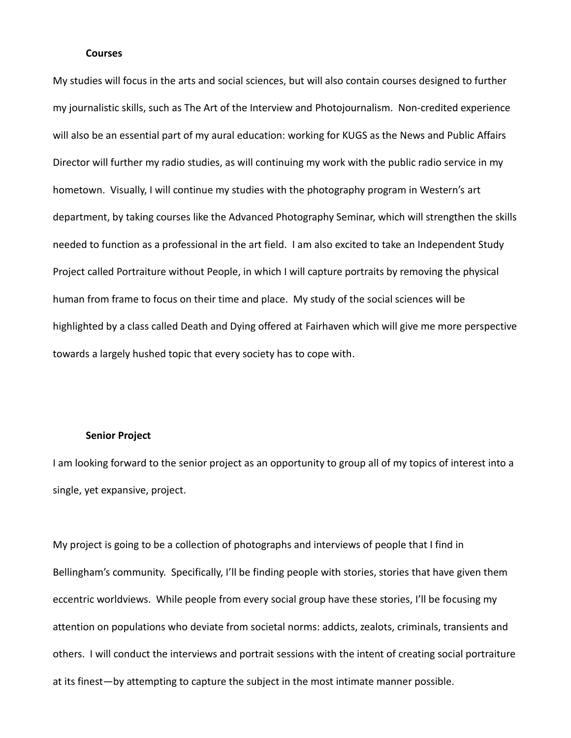**Courses**

My studies will focus in the arts and social sciences, but will also contain courses designed to further my journalistic skills, such as The Art of the Interview and Photojournalism. Non-credited experience will also be an essential part of my aural education: working for KUGS as the News and Public Affairs Director will further my radio studies, as will continuing my work with the public radio service in my hometown. Visually, I will continue my studies with the photography program in Western's art department, by taking courses like the Advanced Photography Seminar, which will strengthen the skills needed to function as a professional in the art field. I am also excited to take an Independent Study Project called Portraiture without People, in which I will capture portraits by removing the physical human from frame to focus on their time and place. My study of the social sciences will be highlighted by a class called Death and Dying offered at Fairhaven which will give me more perspective towards a largely hushed topic that every society has to cope with.

**Senior Project**

I am looking forward to the senior project as an opportunity to group all of my topics of interest into a single, yet expansive, project.

My project is going to be a collection of photographs and interviews of people that I find in Bellingham's community. Specifically, I'll be finding people with stories, stories that have given them eccentric worldviews. While people from every social group have these stories, I'll be focusing my attention on populations who deviate from societal norms: addicts, zealots, criminals, transients and others. I will conduct the interviews and portrait sessions with the intent of creating social portraiture at its finest—by attempting to capture the subject in the most intimate manner possible.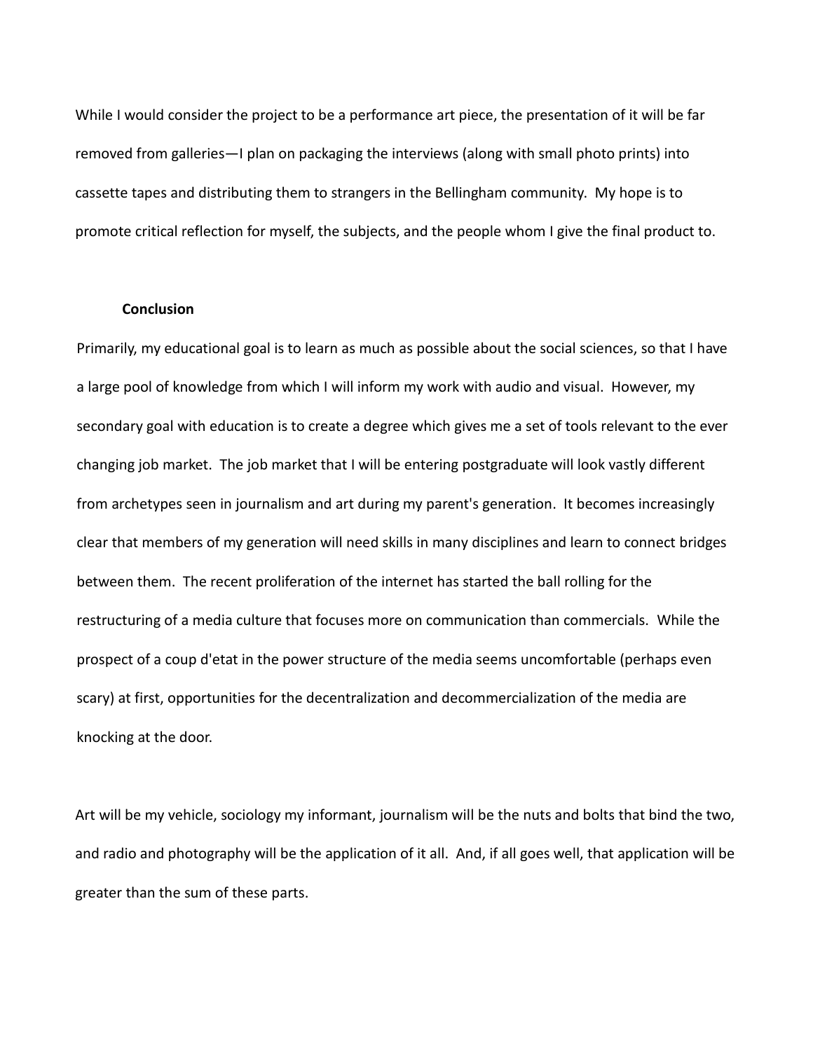While I would consider the project to be a performance art piece, the presentation of it will be far removed from galleries—I plan on packaging the interviews (along with small photo prints) into cassette tapes and distributing them to strangers in the Bellingham community. My hope is to promote critical reflection for myself, the subjects, and the people whom I give the final product to.

## Conclusion

Primarily, my educational goal is to learn as much as possible about the social sciences, so that I have a large pool of knowledge from which I will inform my work with audio and visual. However, my secondary goal with education is to create a degree which gives me a set of tools relevant to the ever changing job market. The job market that I will be entering postgraduate will look vastly different from archetypes seen in journalism and art during my parent's generation. It becomes increasingly clear that members of my generation will need skills in many disciplines and learn to connect bridges between them. The recent proliferation of the internet has started the ball rolling for the restructuring of a media culture that focuses more on communication than commercials. While the prospect of a coup d'etat in the power structure of the media seems uncomfortable (perhaps even scary) at first, opportunities for the decentralization and decommercialization of the media are knocking at the door.

Art will be my vehicle, sociology my informant, journalism will be the nuts and bolts that bind the two, and radio and photography will be the application of it all. And, if all goes well, that application will be greater than the sum of these parts.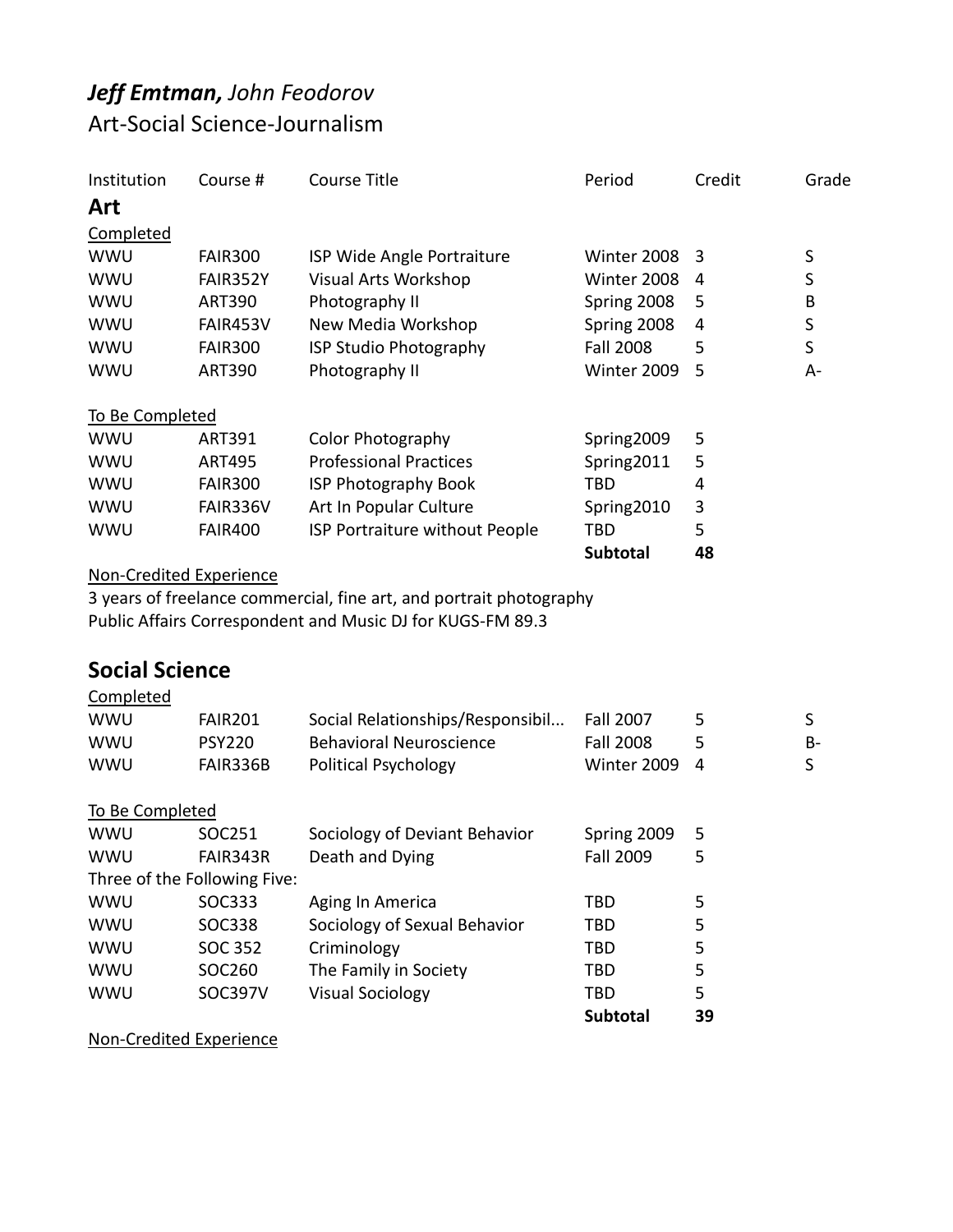## ***Jeff Emtman,*** *John Feodorov*

Art-Social Science-Journalism

| Institution | Course # | Course Title | Period | Credit | Grade |
|---|---|---|---|---|---|
| **Art** | | | | | |
| Completed | | | | | |
| WWU | FAIR300 | ISP Wide Angle Portraiture | Winter 2008 | 3 | S |
| WWU | FAIR352Y | Visual Arts Workshop | Winter 2008 | 4 | S |
| WWU | ART390 | Photography II | Spring 2008 | 5 | B |
| WWU | FAIR453V | New Media Workshop | Spring 2008 | 4 | S |
| WWU | FAIR300 | ISP Studio Photography | Fall 2008 | 5 | S |
| WWU | ART390 | Photography II | Winter 2009 | 5 | A- |
| To Be Completed | | | | | |
| WWU | ART391 | Color Photography | Spring2009 | 5 | |
| WWU | ART495 | Professional Practices | Spring2011 | 5 | |
| WWU | FAIR300 | ISP Photography Book | TBD | 4 | |
| WWU | FAIR336V | Art In Popular Culture | Spring2010 | 3 | |
| WWU | FAIR400 | ISP Portraiture without People | TBD | 5 | |
| | | | **Subtotal** | **48** | |

Non-Credited Experience

3 years of freelance commercial, fine art, and portrait photography
Public Affairs Correspondent and Music DJ for KUGS-FM 89.3

## Social Science

| Institution | Course # | Course Title | Period | Credit | Grade |
|---|---|---|---|---|---|
| Completed | | | | | |
| WWU | FAIR201 | Social Relationships/Responsibil... | Fall 2007 | 5 | S |
| WWU | PSY220 | Behavioral Neuroscience | Fall 2008 | 5 | B- |
| WWU | FAIR336B | Political Psychology | Winter 2009 | 4 | S |
| To Be Completed | | | | | |
| WWU | SOC251 | Sociology of Deviant Behavior | Spring 2009 | 5 | |
| WWU | FAIR343R | Death and Dying | Fall 2009 | 5 | |
| Three of the Following Five: | | | | | |
| WWU | SOC333 | Aging In America | TBD | 5 | |
| WWU | SOC338 | Sociology of Sexual Behavior | TBD | 5 | |
| WWU | SOC 352 | Criminology | TBD | 5 | |
| WWU | SOC260 | The Family in Society | TBD | 5 | |
| WWU | SOC397V | Visual Sociology | TBD | 5 | |
| | | | **Subtotal** | **39** | |

Non-Credited Experience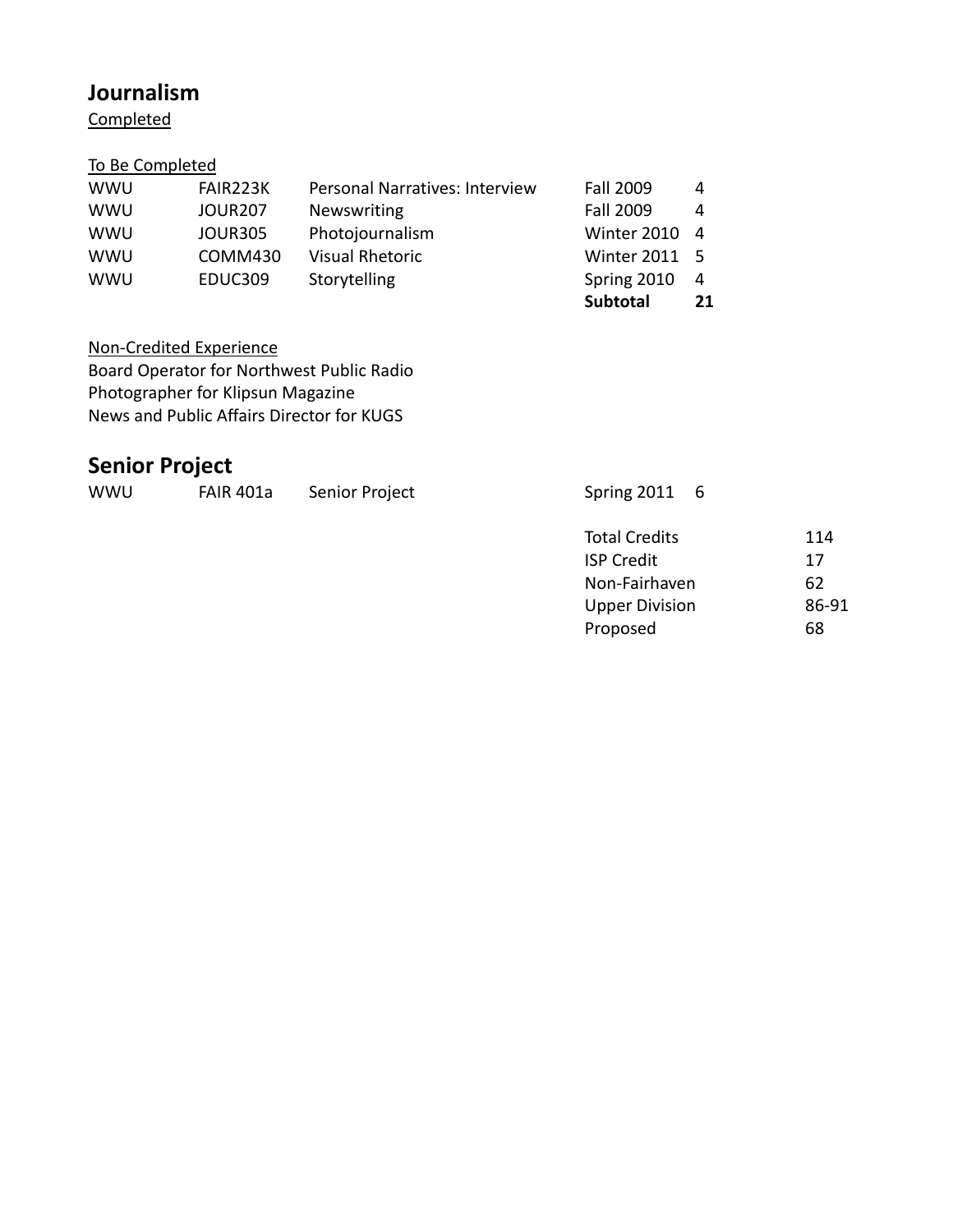## Journalism

Completed

To Be Completed

| | | | | |
|---|---|---|---|---|
| WWU | FAIR223K | Personal Narratives: Interview | Fall 2009 | 4 |
| WWU | JOUR207 | Newswriting | Fall 2009 | 4 |
| WWU | JOUR305 | Photojournalism | Winter 2010 | 4 |
| WWU | COMM430 | Visual Rhetoric | Winter 2011 | 5 |
| WWU | EDUC309 | Storytelling | Spring 2010 | 4 |
| | | | **Subtotal** | **21** |

Non-Credited Experience

Board Operator for Northwest Public Radio
Photographer for Klipsun Magazine
News and Public Affairs Director for KUGS

## Senior Project

| | | | | |
|---|---|---|---|---|
| WWU | FAIR 401a | Senior Project | Spring 2011 | 6 |

| | |
|---|---|
| Total Credits | 114 |
| ISP Credit | 17 |
| Non-Fairhaven | 62 |
| Upper Division | 86-91 |
| Proposed | 68 |